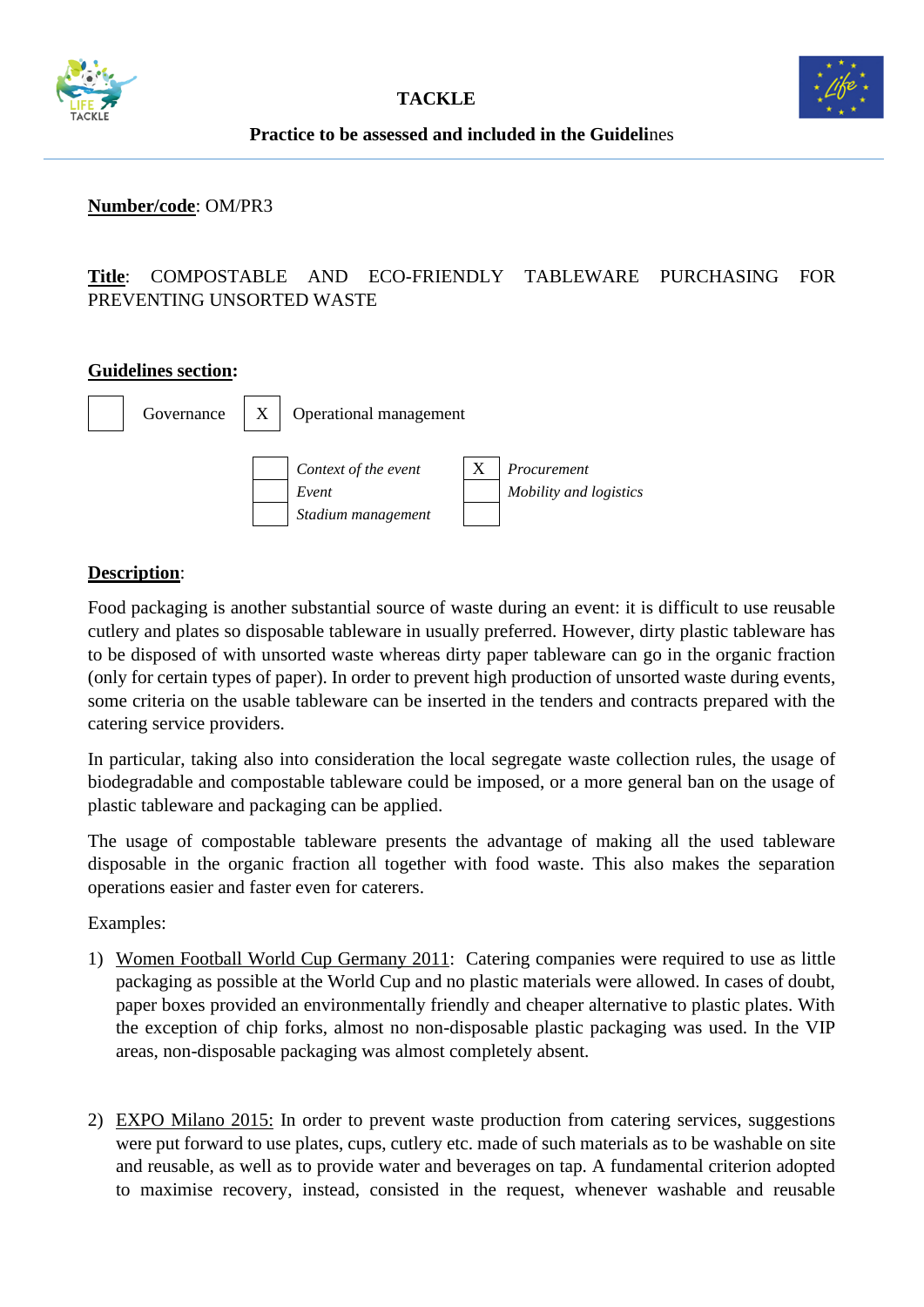**TACKLE**

**Practice to be assessed and included in the Guidelines**

**Number/code**: OM/PR3

**Title**: COMPOSTABLE AND ECO-FRIENDLY TABLEWARE PURCHASING FOR PREVENTING UNSORTED WASTE

**Guidelines section:**

| | | | |
|---|---|---|---|
| [ ] | Governance | [X] | Operational management |

| | | | |
|---|---|---|---|
| [ ] | *Context of the event* | [X] | *Procurement* |
| [ ] | *Event* | [ ] | *Mobility and logistics* |
| [ ] | *Stadium management* | [ ] | |

**Description**:

Food packaging is another substantial source of waste during an event: it is difficult to use reusable cutlery and plates so disposable tableware in usually preferred. However, dirty plastic tableware has to be disposed of with unsorted waste whereas dirty paper tableware can go in the organic fraction (only for certain types of paper). In order to prevent high production of unsorted waste during events, some criteria on the usable tableware can be inserted in the tenders and contracts prepared with the catering service providers.

In particular, taking also into consideration the local segregate waste collection rules, the usage of biodegradable and compostable tableware could be imposed, or a more general ban on the usage of plastic tableware and packaging can be applied.

The usage of compostable tableware presents the advantage of making all the used tableware disposable in the organic fraction all together with food waste. This also makes the separation operations easier and faster even for caterers.

Examples:

1) Women Football World Cup Germany 2011: Catering companies were required to use as little packaging as possible at the World Cup and no plastic materials were allowed. In cases of doubt, paper boxes provided an environmentally friendly and cheaper alternative to plastic plates. With the exception of chip forks, almost no non-disposable plastic packaging was used. In the VIP areas, non-disposable packaging was almost completely absent.

2) EXPO Milano 2015: In order to prevent waste production from catering services, suggestions were put forward to use plates, cups, cutlery etc. made of such materials as to be washable on site and reusable, as well as to provide water and beverages on tap. A fundamental criterion adopted to maximise recovery, instead, consisted in the request, whenever washable and reusable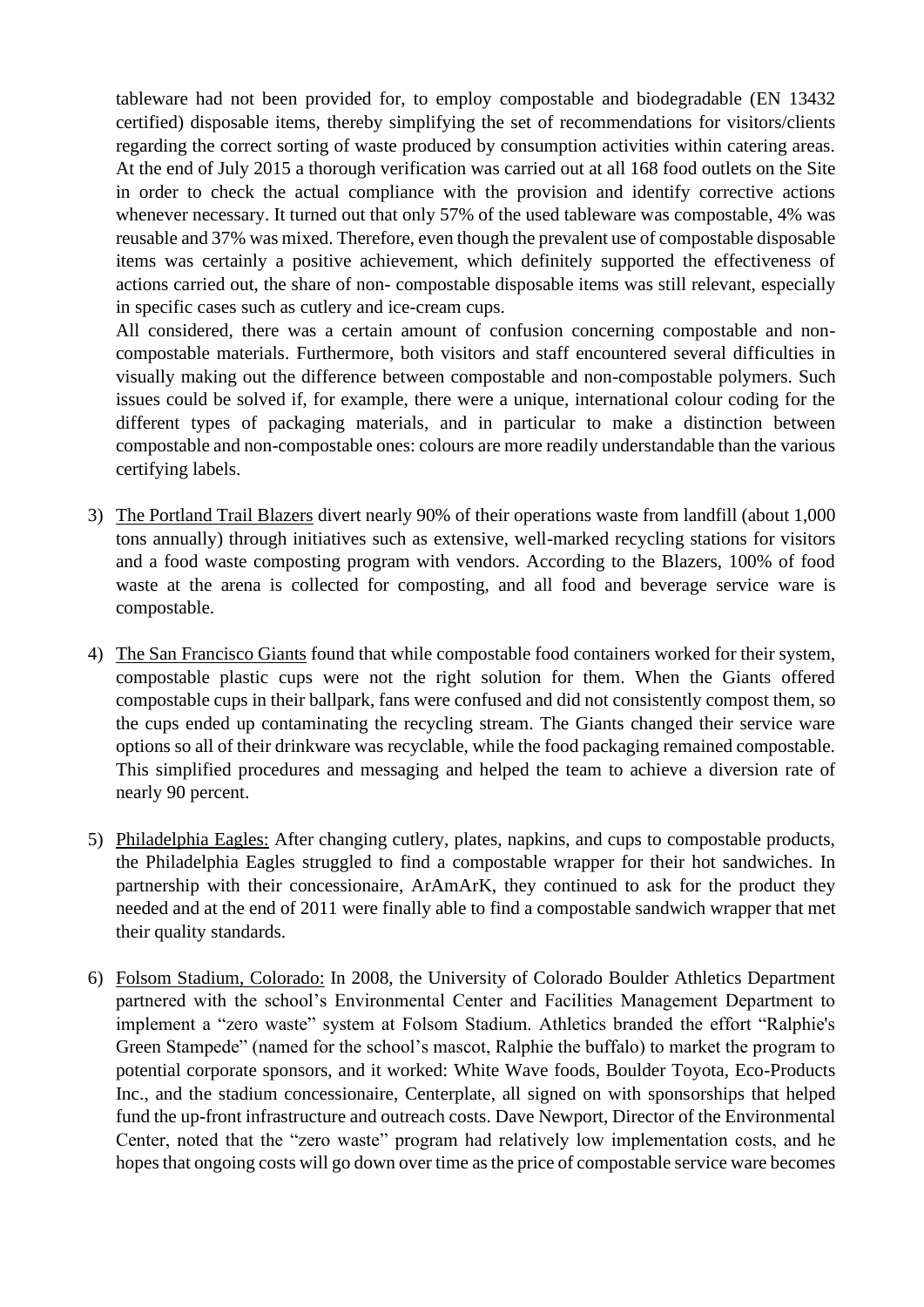tableware had not been provided for, to employ compostable and biodegradable (EN 13432 certified) disposable items, thereby simplifying the set of recommendations for visitors/clients regarding the correct sorting of waste produced by consumption activities within catering areas. At the end of July 2015 a thorough verification was carried out at all 168 food outlets on the Site in order to check the actual compliance with the provision and identify corrective actions whenever necessary. It turned out that only 57% of the used tableware was compostable, 4% was reusable and 37% was mixed. Therefore, even though the prevalent use of compostable disposable items was certainly a positive achievement, which definitely supported the effectiveness of actions carried out, the share of non- compostable disposable items was still relevant, especially in specific cases such as cutlery and ice-cream cups.

All considered, there was a certain amount of confusion concerning compostable and non-compostable materials. Furthermore, both visitors and staff encountered several difficulties in visually making out the difference between compostable and non-compostable polymers. Such issues could be solved if, for example, there were a unique, international colour coding for the different types of packaging materials, and in particular to make a distinction between compostable and non-compostable ones: colours are more readily understandable than the various certifying labels.

3) <u>The Portland Trail Blazers</u> divert nearly 90% of their operations waste from landfill (about 1,000 tons annually) through initiatives such as extensive, well-marked recycling stations for visitors and a food waste composting program with vendors. According to the Blazers, 100% of food waste at the arena is collected for composting, and all food and beverage service ware is compostable.

4) <u>The San Francisco Giants</u> found that while compostable food containers worked for their system, compostable plastic cups were not the right solution for them. When the Giants offered compostable cups in their ballpark, fans were confused and did not consistently compost them, so the cups ended up contaminating the recycling stream. The Giants changed their service ware options so all of their drinkware was recyclable, while the food packaging remained compostable. This simplified procedures and messaging and helped the team to achieve a diversion rate of nearly 90 percent.

5) <u>Philadelphia Eagles:</u> After changing cutlery, plates, napkins, and cups to compostable products, the Philadelphia Eagles struggled to find a compostable wrapper for their hot sandwiches. In partnership with their concessionaire, ArAmArK, they continued to ask for the product they needed and at the end of 2011 were finally able to find a compostable sandwich wrapper that met their quality standards.

6) <u>Folsom Stadium, Colorado:</u> In 2008, the University of Colorado Boulder Athletics Department partnered with the school's Environmental Center and Facilities Management Department to implement a "zero waste" system at Folsom Stadium. Athletics branded the effort "Ralphie's Green Stampede" (named for the school's mascot, Ralphie the buffalo) to market the program to potential corporate sponsors, and it worked: White Wave foods, Boulder Toyota, Eco-Products Inc., and the stadium concessionaire, Centerplate, all signed on with sponsorships that helped fund the up-front infrastructure and outreach costs. Dave Newport, Director of the Environmental Center, noted that the "zero waste" program had relatively low implementation costs, and he hopes that ongoing costs will go down over time as the price of compostable service ware becomes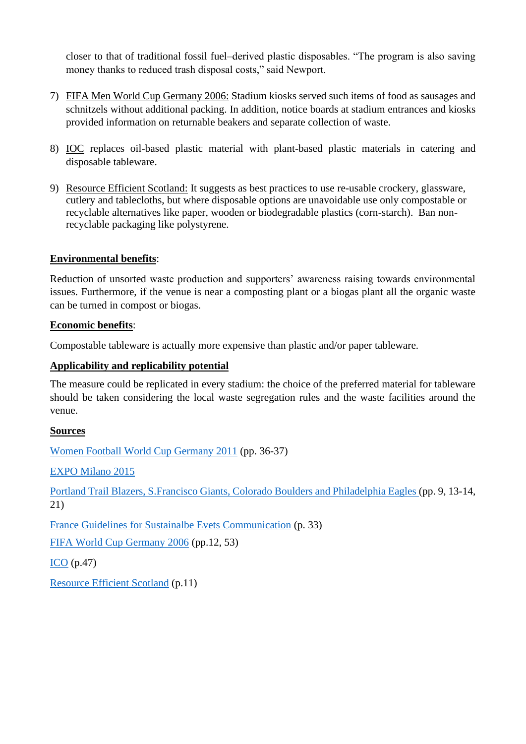closer to that of traditional fossil fuel–derived plastic disposables. "The program is also saving money thanks to reduced trash disposal costs," said Newport.

7) FIFA Men World Cup Germany 2006: Stadium kiosks served such items of food as sausages and schnitzels without additional packing. In addition, notice boards at stadium entrances and kiosks provided information on returnable beakers and separate collection of waste.

8) IOC replaces oil-based plastic material with plant-based plastic materials in catering and disposable tableware.

9) Resource Efficient Scotland: It suggests as best practices to use re-usable crockery, glassware, cutlery and tablecloths, but where disposable options are unavoidable use only compostable or recyclable alternatives like paper, wooden or biodegradable plastics (corn-starch). Ban non-recyclable packaging like polystyrene.

**Environmental benefits**:

Reduction of unsorted waste production and supporters' awareness raising towards environmental issues. Furthermore, if the venue is near a composting plant or a biogas plant all the organic waste can be turned in compost or biogas.

**Economic benefits**:

Compostable tableware is actually more expensive than plastic and/or paper tableware.

**Applicability and replicability potential**

The measure could be replicated in every stadium: the choice of the preferred material for tableware should be taken considering the local waste segregation rules and the waste facilities around the venue.

**Sources**

Women Football World Cup Germany 2011 (pp. 36-37)

EXPO Milano 2015

Portland Trail Blazers, S.Francisco Giants, Colorado Boulders and Philadelphia Eagles (pp. 9, 13-14, 21)

France Guidelines for Sustainalbe Evets Communication (p. 33)

FIFA World Cup Germany 2006 (pp.12, 53)

ICO (p.47)

Resource Efficient Scotland (p.11)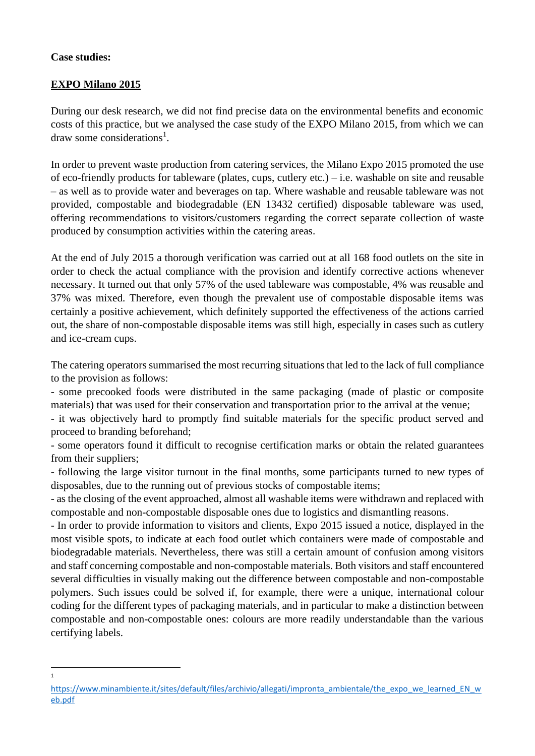**Case studies:**

**<u>EXPO Milano 2015</u>**

During our desk research, we did not find precise data on the environmental benefits and economic costs of this practice, but we analysed the case study of the EXPO Milano 2015, from which we can draw some considerations[1].

In order to prevent waste production from catering services, the Milano Expo 2015 promoted the use of eco-friendly products for tableware (plates, cups, cutlery etc.) – i.e. washable on site and reusable – as well as to provide water and beverages on tap. Where washable and reusable tableware was not provided, compostable and biodegradable (EN 13432 certified) disposable tableware was used, offering recommendations to visitors/customers regarding the correct separate collection of waste produced by consumption activities within the catering areas.

At the end of July 2015 a thorough verification was carried out at all 168 food outlets on the site in order to check the actual compliance with the provision and identify corrective actions whenever necessary. It turned out that only 57% of the used tableware was compostable, 4% was reusable and 37% was mixed. Therefore, even though the prevalent use of compostable disposable items was certainly a positive achievement, which definitely supported the effectiveness of the actions carried out, the share of non-compostable disposable items was still high, especially in cases such as cutlery and ice-cream cups.

The catering operators summarised the most recurring situations that led to the lack of full compliance to the provision as follows:

- some precooked foods were distributed in the same packaging (made of plastic or composite materials) that was used for their conservation and transportation prior to the arrival at the venue;
- it was objectively hard to promptly find suitable materials for the specific product served and proceed to branding beforehand;
- some operators found it difficult to recognise certification marks or obtain the related guarantees from their suppliers;
- following the large visitor turnout in the final months, some participants turned to new types of disposables, due to the running out of previous stocks of compostable items;
- as the closing of the event approached, almost all washable items were withdrawn and replaced with compostable and non-compostable disposable ones due to logistics and dismantling reasons.
- In order to provide information to visitors and clients, Expo 2015 issued a notice, displayed in the most visible spots, to indicate at each food outlet which containers were made of compostable and biodegradable materials. Nevertheless, there was still a certain amount of confusion among visitors and staff concerning compostable and non-compostable materials. Both visitors and staff encountered several difficulties in visually making out the difference between compostable and non-compostable polymers. Such issues could be solved if, for example, there were a unique, international colour coding for the different types of packaging materials, and in particular to make a distinction between compostable and non-compostable ones: colours are more readily understandable than the various certifying labels.

---

[1] https://www.minambiente.it/sites/default/files/archivio/allegati/impronta_ambientale/the_expo_we_learned_EN_web.pdf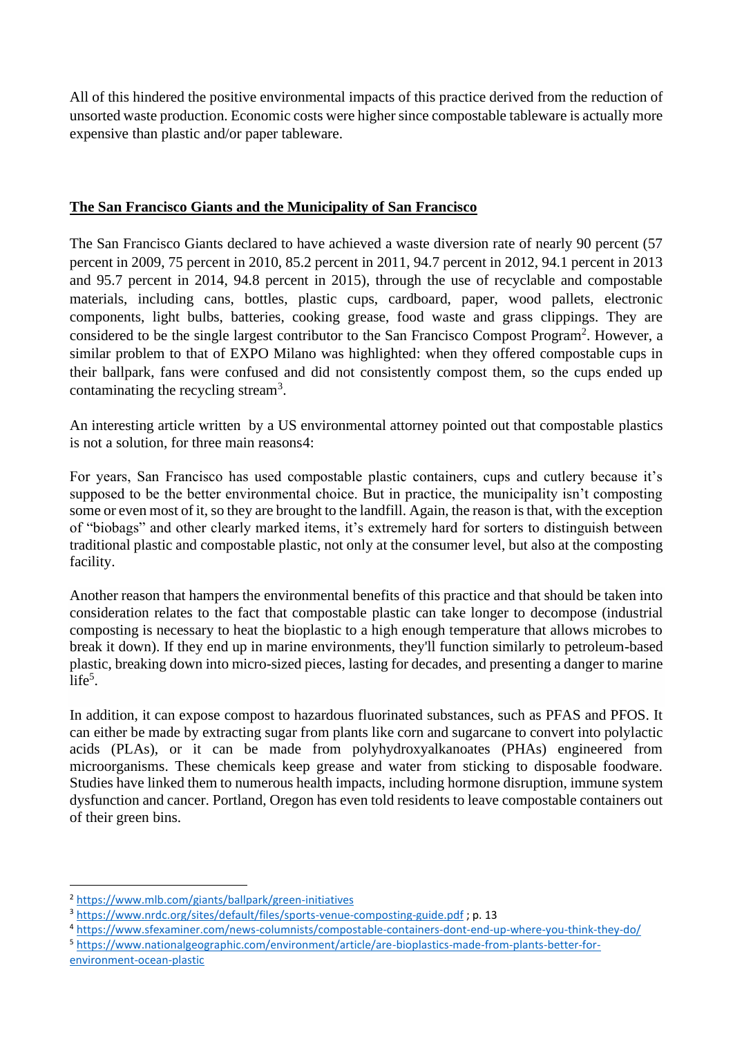All of this hindered the positive environmental impacts of this practice derived from the reduction of unsorted waste production. Economic costs were higher since compostable tableware is actually more expensive than plastic and/or paper tableware.

**The San Francisco Giants and the Municipality of San Francisco**

The San Francisco Giants declared to have achieved a waste diversion rate of nearly 90 percent (57 percent in 2009, 75 percent in 2010, 85.2 percent in 2011, 94.7 percent in 2012, 94.1 percent in 2013 and 95.7 percent in 2014, 94.8 percent in 2015), through the use of recyclable and compostable materials, including cans, bottles, plastic cups, cardboard, paper, wood pallets, electronic components, light bulbs, batteries, cooking grease, food waste and grass clippings. They are considered to be the single largest contributor to the San Francisco Compost Program[2]. However, a similar problem to that of EXPO Milano was highlighted: when they offered compostable cups in their ballpark, fans were confused and did not consistently compost them, so the cups ended up contaminating the recycling stream[3].

An interesting article written by a US environmental attorney pointed out that compostable plastics is not a solution, for three main reasons4:

For years, San Francisco has used compostable plastic containers, cups and cutlery because it's supposed to be the better environmental choice. But in practice, the municipality isn't composting some or even most of it, so they are brought to the landfill. Again, the reason is that, with the exception of "biobags" and other clearly marked items, it's extremely hard for sorters to distinguish between traditional plastic and compostable plastic, not only at the consumer level, but also at the composting facility.

Another reason that hampers the environmental benefits of this practice and that should be taken into consideration relates to the fact that compostable plastic can take longer to decompose (industrial composting is necessary to heat the bioplastic to a high enough temperature that allows microbes to break it down). If they end up in marine environments, they'll function similarly to petroleum-based plastic, breaking down into micro-sized pieces, lasting for decades, and presenting a danger to marine life[5].

In addition, it can expose compost to hazardous fluorinated substances, such as PFAS and PFOS. It can either be made by extracting sugar from plants like corn and sugarcane to convert into polylactic acids (PLAs), or it can be made from polyhydroxyalkanoates (PHAs) engineered from microorganisms. These chemicals keep grease and water from sticking to disposable foodware. Studies have linked them to numerous health impacts, including hormone disruption, immune system dysfunction and cancer. Portland, Oregon has even told residents to leave compostable containers out of their green bins.

---

[2] https://www.mlb.com/giants/ballpark/green-initiatives

[3] https://www.nrdc.org/sites/default/files/sports-venue-composting-guide.pdf ; p. 13

[4] https://www.sfexaminer.com/news-columnists/compostable-containers-dont-end-up-where-you-think-they-do/

[5] https://www.nationalgeographic.com/environment/article/are-bioplastics-made-from-plants-better-for-environment-ocean-plastic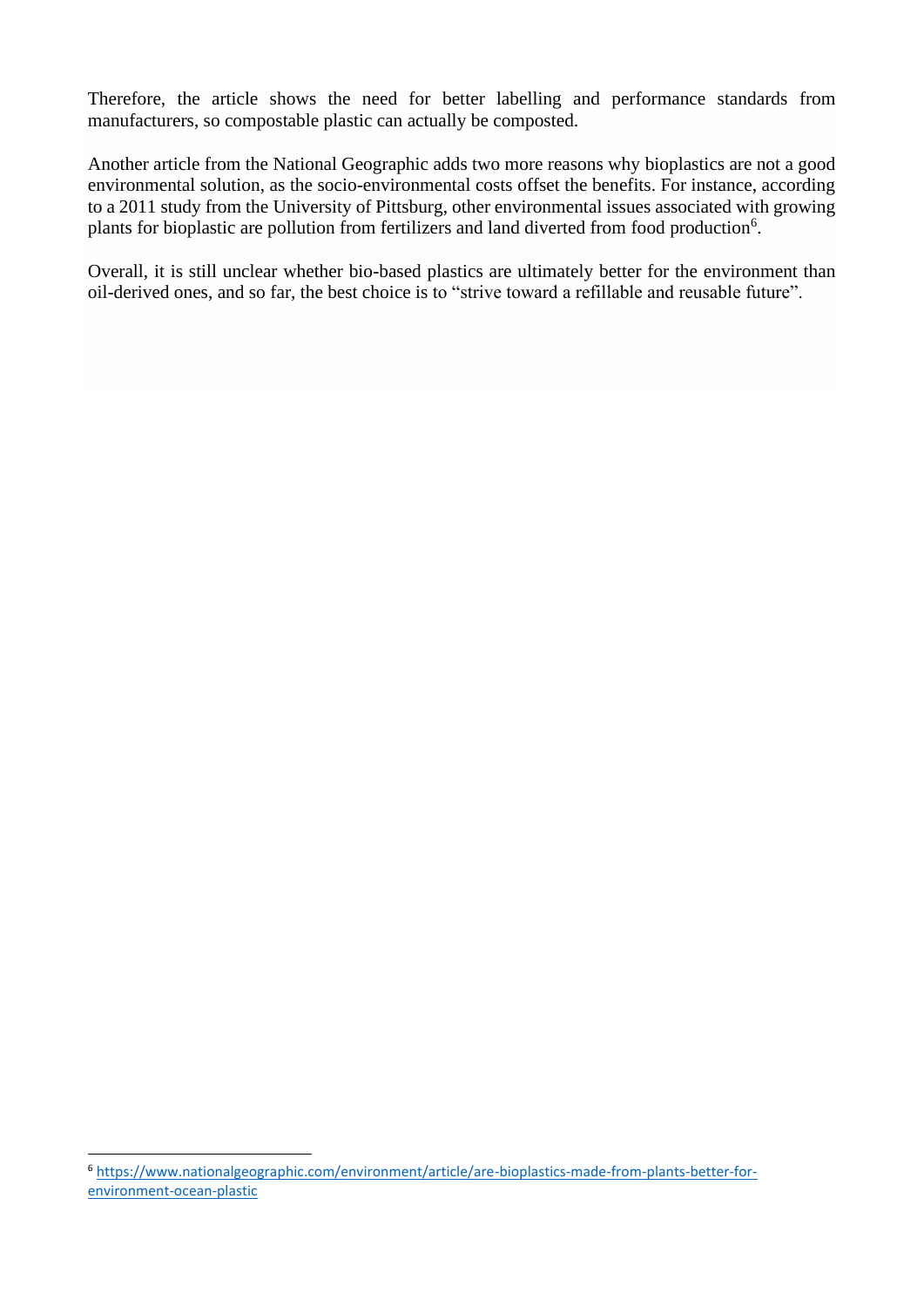Therefore, the article shows the need for better labelling and performance standards from manufacturers, so compostable plastic can actually be composted.

Another article from the National Geographic adds two more reasons why bioplastics are not a good environmental solution, as the socio-environmental costs offset the benefits. For instance, according to a 2011 study from the University of Pittsburg, other environmental issues associated with growing plants for bioplastic are pollution from fertilizers and land diverted from food production[6].

Overall, it is still unclear whether bio-based plastics are ultimately better for the environment than oil-derived ones, and so far, the best choice is to "strive toward a refillable and reusable future".

---

[6] https://www.nationalgeographic.com/environment/article/are-bioplastics-made-from-plants-better-for-environment-ocean-plastic